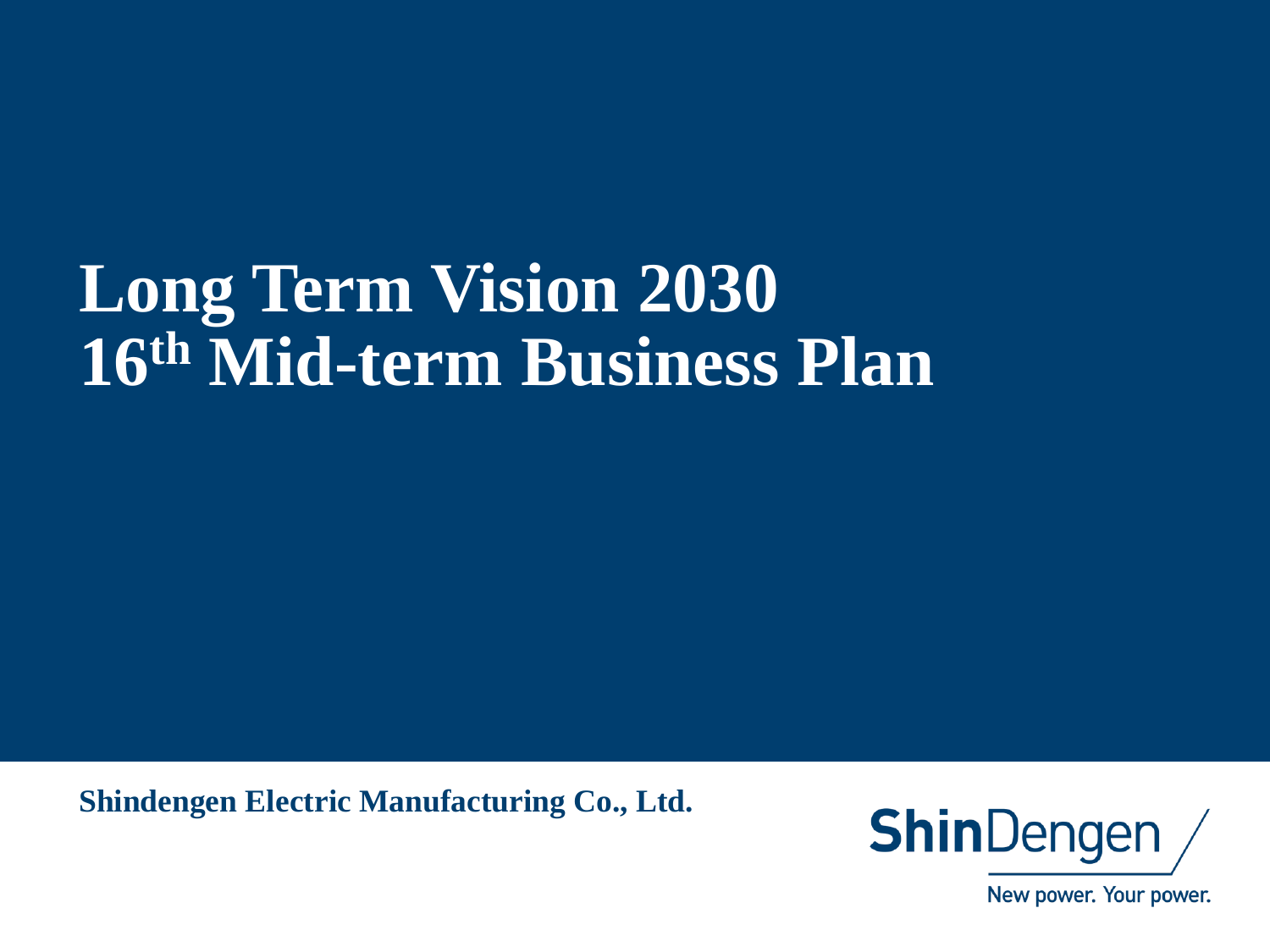# Long Term Vision 2030
# 16th Mid-term Business Plan

**Shindengen Electric Manufacturing Co., Ltd.**

ShinDengen

New power. Your power.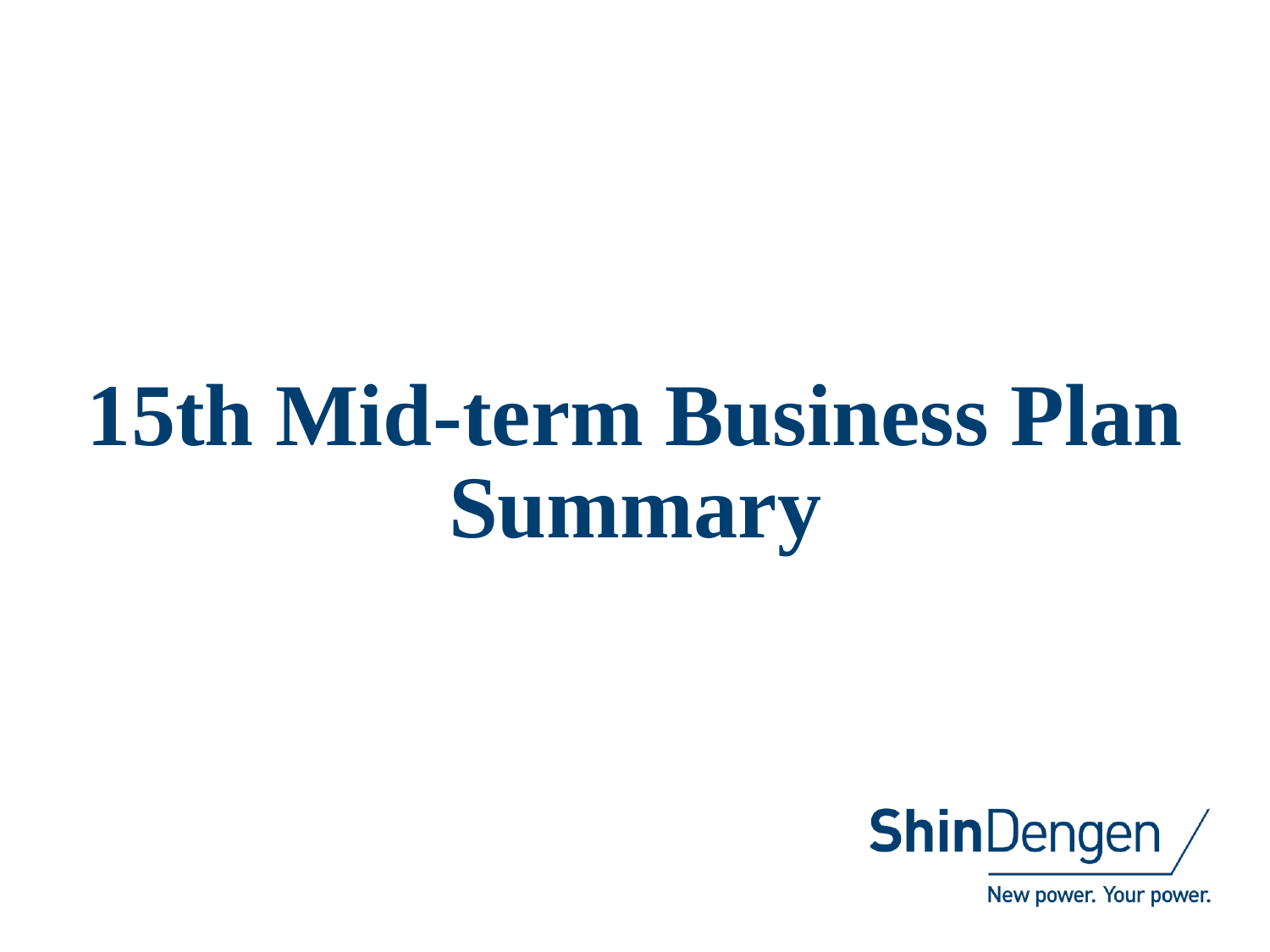# 15th Mid-term Business Plan Summary

ShinDengen

New power. Your power.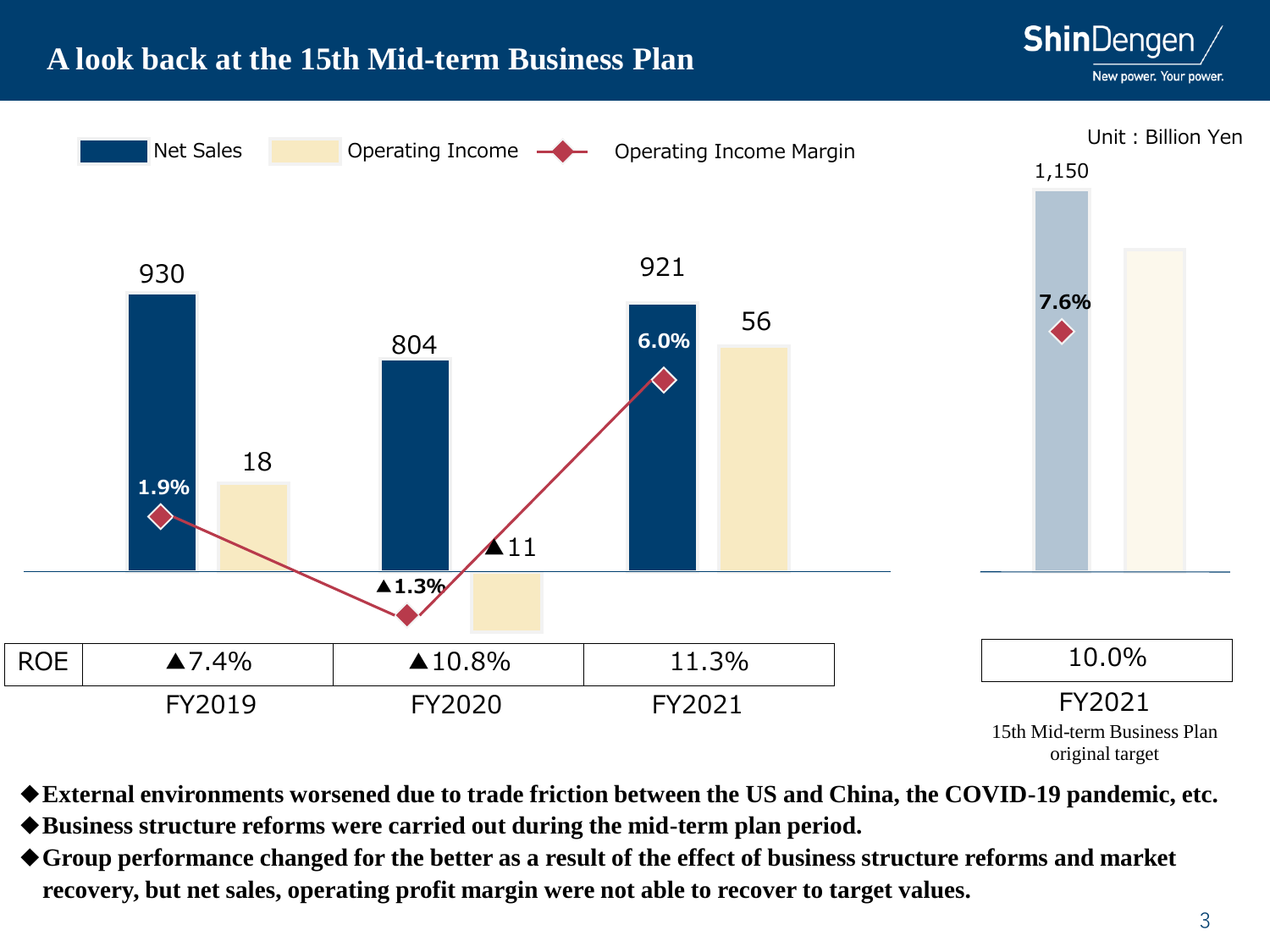# A look back at the 15th Mid-term Business Plan

Unit : Billion Yen

| | FY2019 | FY2020 | FY2021 | FY2021 15th Mid-term Business Plan original target |
|---|---|---|---|---|
| Net Sales | 930 | 804 | 921 | 1,150 |
| Operating Income | 18 | ▲11 | 56 | |
| Operating Income Margin | 1.9% | ▲1.3% | 6.0% | 7.6% |
| ROE | ▲7.4% | ▲10.8% | 11.3% | 10.0% |

◆**External environments worsened due to trade friction between the US and China, the COVID-19 pandemic, etc.**

◆**Business structure reforms were carried out during the mid-term plan period.**

◆**Group performance changed for the better as a result of the effect of business structure reforms and market recovery, but net sales, operating profit margin were not able to recover to target values.**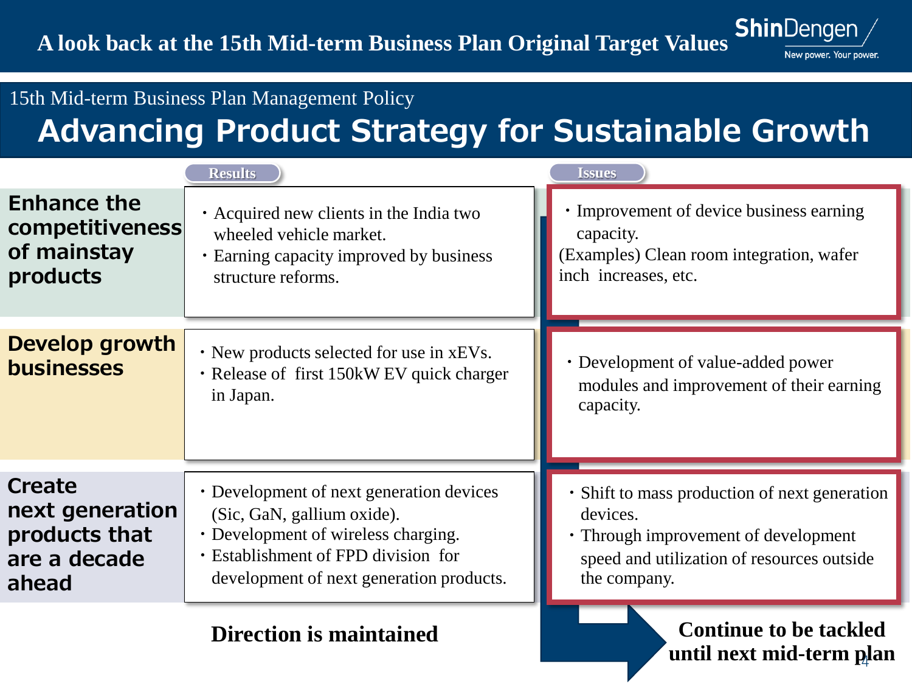# A look back at the 15th Mid-term Business Plan Original Target Values

15th Mid-term Business Plan Management Policy

## Advancing Product Strategy for Sustainable Growth

| | Results | Issues |
|---|---|---|
| **Enhance the competitiveness of mainstay products** | ・Acquired new clients in the India two wheeled vehicle market.<br>・Earning capacity improved by business structure reforms. | ・Improvement of device business earning capacity.<br>(Examples) Clean room integration, wafer inch increases, etc. |
| **Develop growth businesses** | ・New products selected for use in xEVs.<br>・Release of first 150kW EV quick charger in Japan. | ・Development of value-added power modules and improvement of their earning capacity. |
| **Create next generation products that are a decade ahead** | ・Development of next generation devices (Sic, GaN, gallium oxide).<br>・Development of wireless charging.<br>・Establishment of FPD division for development of next generation products. | ・Shift to mass production of next generation devices.<br>・Through improvement of development speed and utilization of resources outside the company. |
| | **Direction is maintained** | **Continue to be tackled until next mid-term plan** |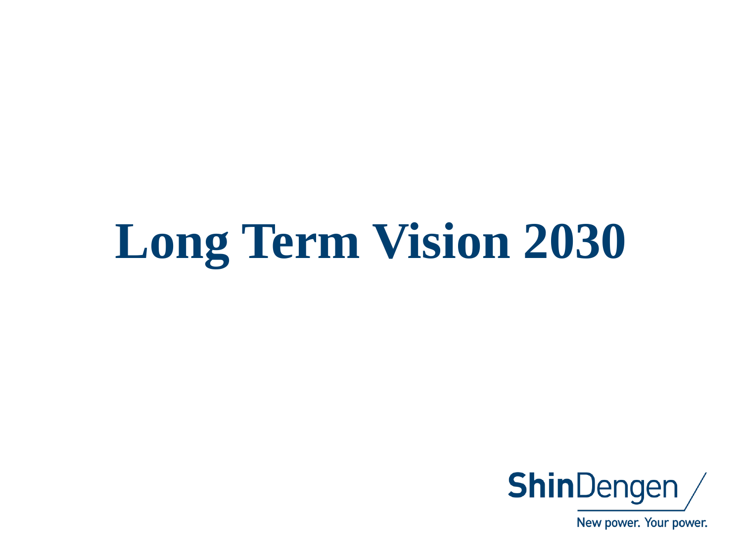# Long Term Vision 2030

ShinDengen

New power. Your power.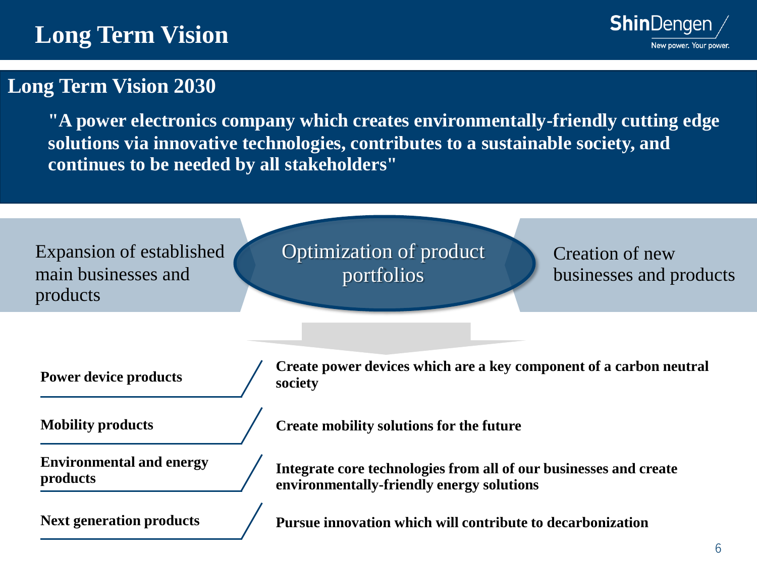# Long Term Vision

## Long Term Vision 2030

**"A power electronics company which creates environmentally-friendly cutting edge solutions via innovative technologies, contributes to a sustainable society, and continues to be needed by all stakeholders"**

Expansion of established main businesses and products

Optimization of product portfolios

Creation of new businesses and products

| | |
|---|---|
| **Power device products** | **Create power devices which are a key component of a carbon neutral society** |
| **Mobility products** | **Create mobility solutions for the future** |
| **Environmental and energy products** | **Integrate core technologies from all of our businesses and create environmentally-friendly energy solutions** |
| **Next generation products** | **Pursue innovation which will contribute to decarbonization** |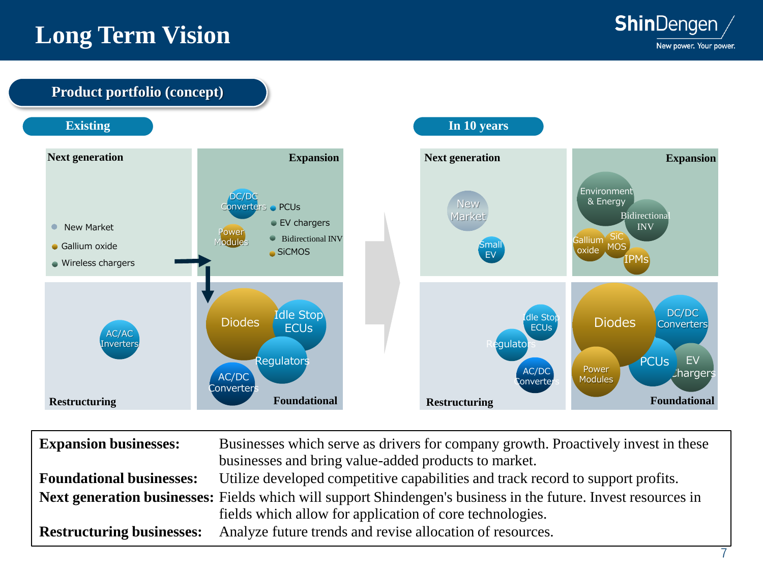# Long Term Vision

## Product portfolio (concept)

### Existing

**Next generation**
- New Market
- Gallium oxide
- Wireless chargers

**Expansion**
- DC/DC Converters
- Power Modules
- PCUs
- EV chargers
- Bidirectional INV
- SiCMOS

**Restructuring**
- AC/AC Inverters

**Foundational**
- Diodes
- Idle Stop ECUs
- Regulators
- AC/DC Converters

### In 10 years

**Next generation**
- New Market
- Small EV

**Expansion**
- Environment & Energy
- Bidirectional INV
- Gallium oxide
- SiC MOS
- IPMs

**Restructuring**
- Idle Stop ECUs
- Regulators
- AC/DC Converters

**Foundational**
- Diodes
- DC/DC Converters
- PCUs
- EV Chargers
- Power Modules

| | |
|---|---|
| **Expansion businesses:** | Businesses which serve as drivers for company growth. Proactively invest in these businesses and bring value-added products to market. |
| **Foundational businesses:** | Utilize developed competitive capabilities and track record to support profits. |
| **Next generation businesses:** | Fields which will support Shindengen's business in the future. Invest resources in fields which allow for application of core technologies. |
| **Restructuring businesses:** | Analyze future trends and revise allocation of resources. |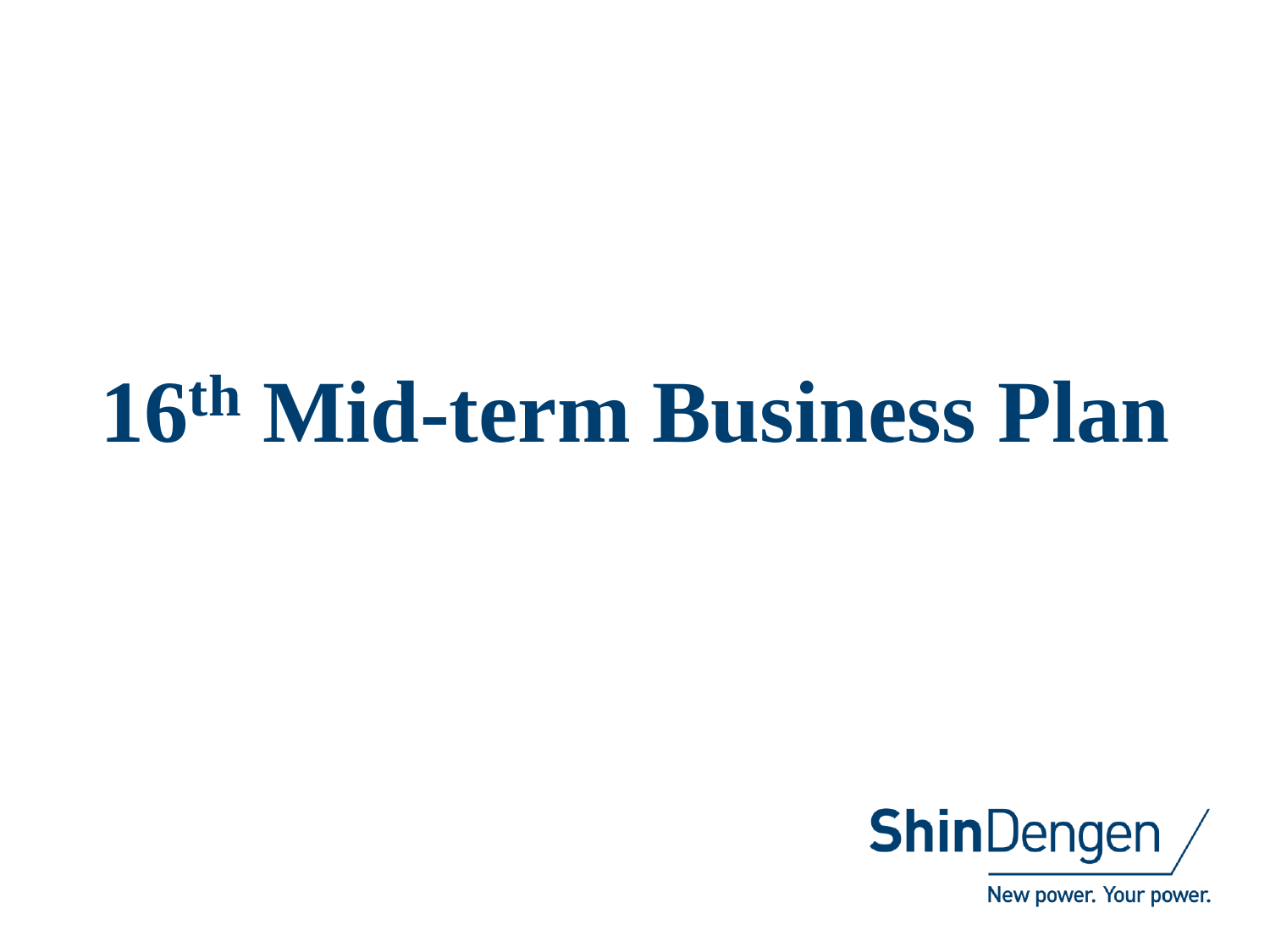# 16th Mid-term Business Plan

ShinDengen

New power. Your power.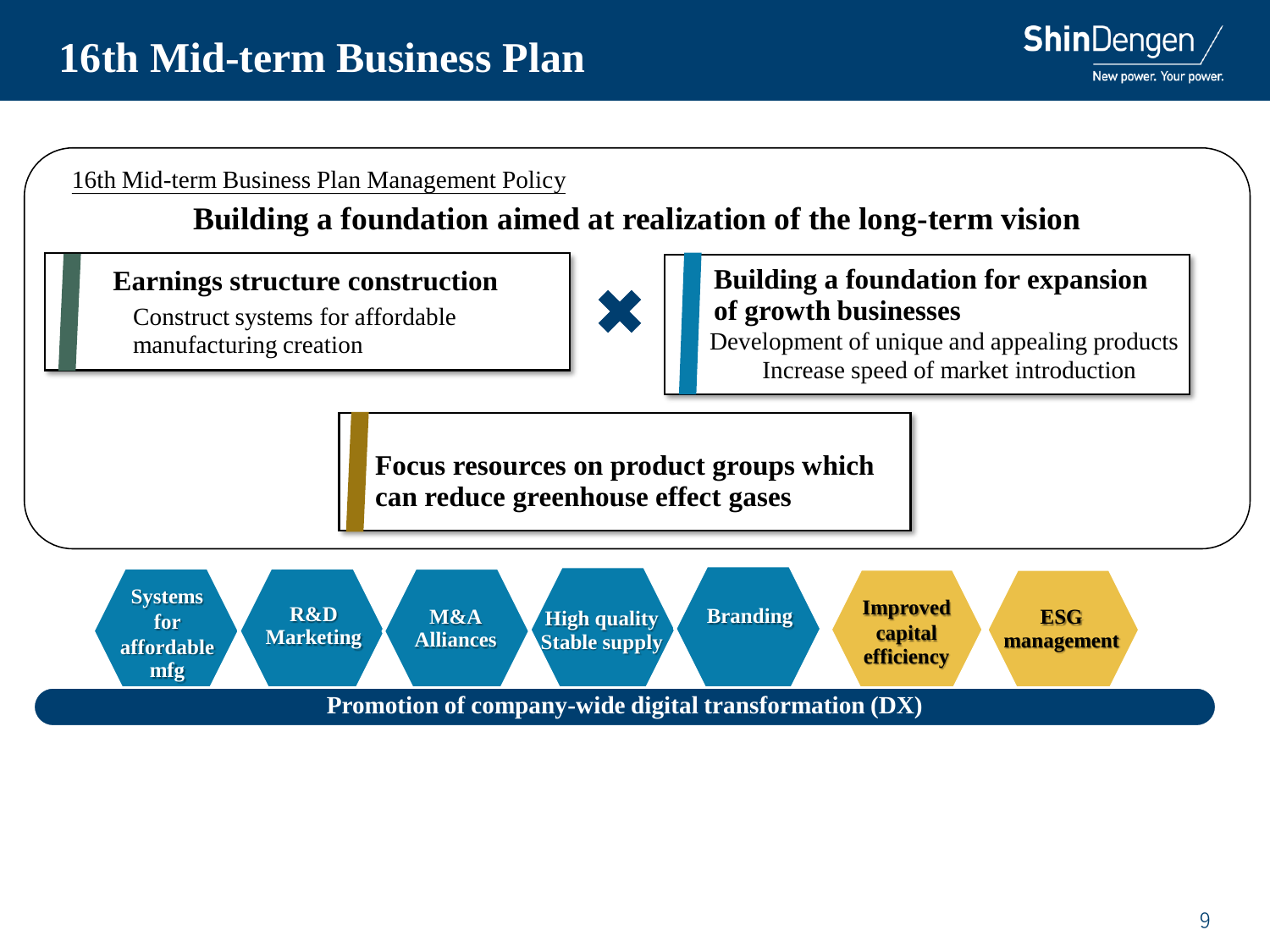# 16th Mid-term Business Plan

16th Mid-term Business Plan Management Policy

## Building a foundation aimed at realization of the long-term vision

**Earnings structure construction**

Construct systems for affordable manufacturing creation

✖

**Building a foundation for expansion of growth businesses**

Development of unique and appealing products

Increase speed of market introduction

**Focus resources on product groups which can reduce greenhouse effect gases**

- **Systems for affordable mfg**
- **R&D Marketing**
- **M&A Alliances**
- **High quality Stable supply**
- **Branding**
- **Improved capital efficiency**
- **ESG management**

**Promotion of company-wide digital transformation (DX)**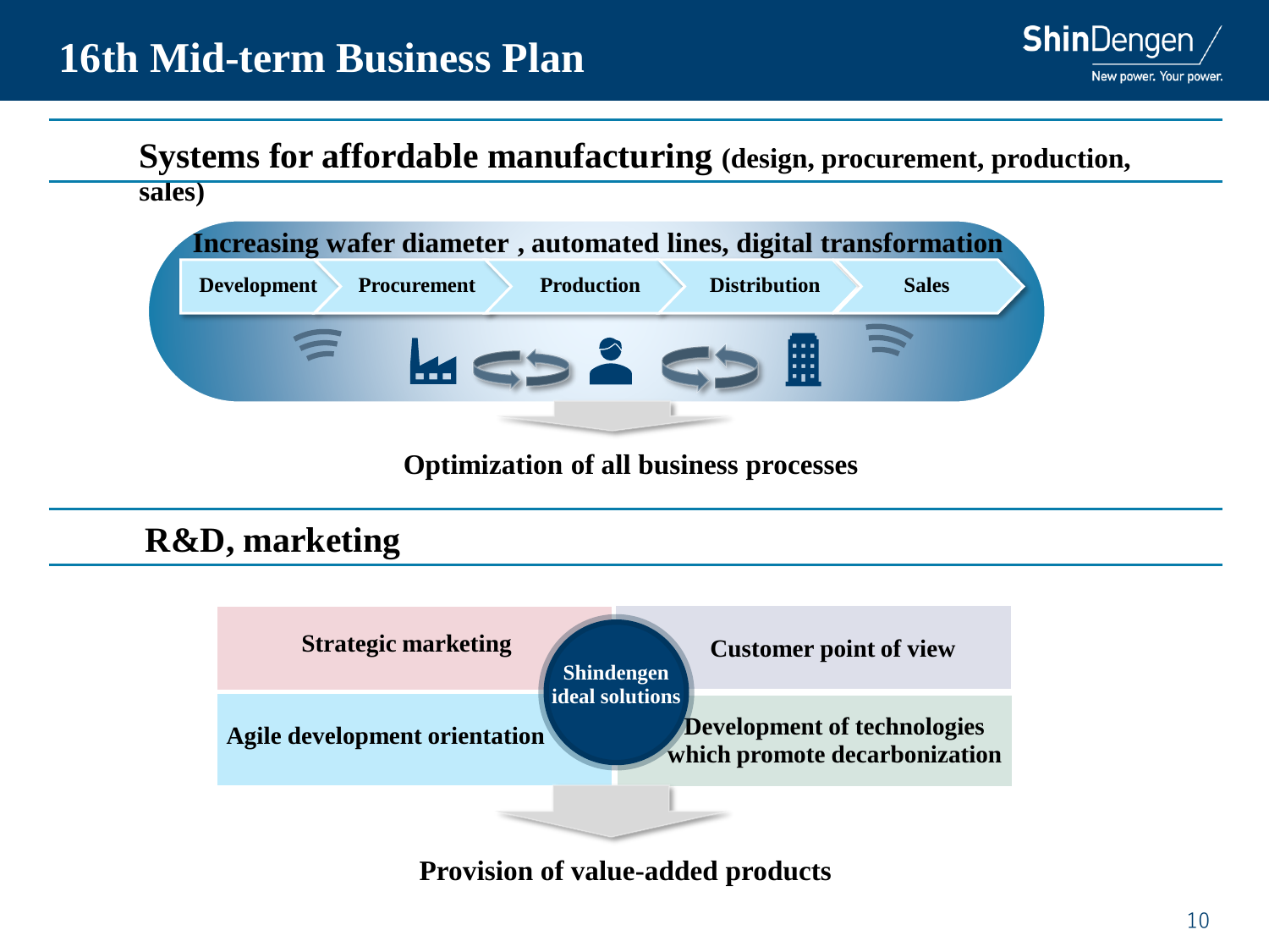# 16th Mid-term Business Plan

## Systems for affordable manufacturing (design, procurement, production, sales)

**Increasing wafer diameter , automated lines, digital transformation**

Development → Procurement → Production → Distribution → Sales

**Optimization of all business processes**

## R&D, marketing

- Strategic marketing
- Customer point of view
- Agile development orientation
- Development of technologies which promote decarbonization

**Shindengen ideal solutions**

**Provision of value-added products**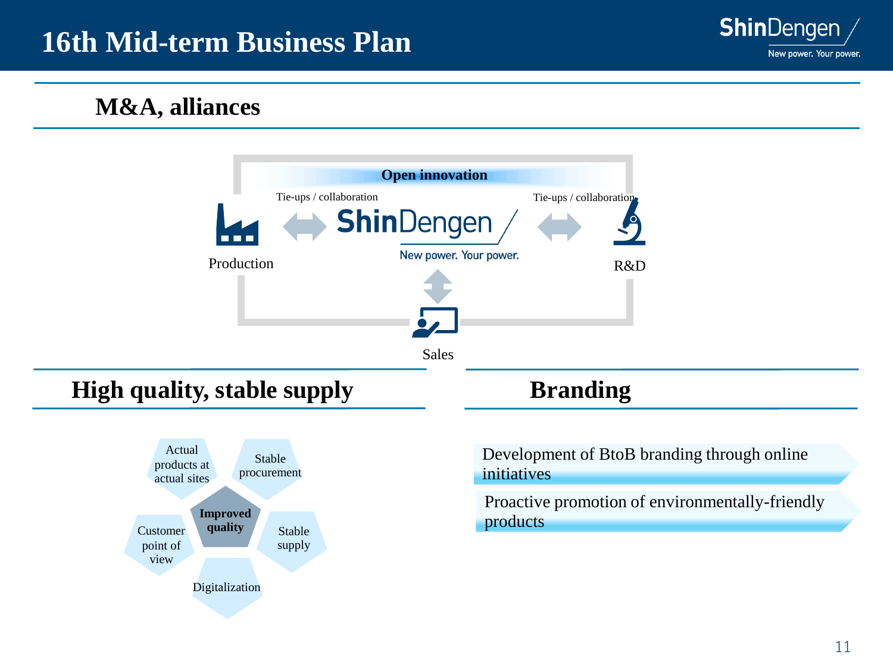# 16th Mid-term Business Plan

## M&A, alliances

**Open innovation**

Tie-ups / collaboration

Tie-ups / collaboration

ShinDengen New power. Your power.

Production

R&D

Sales

## High quality, stable supply

**Improved quality**

- Actual products at actual sites
- Stable procurement
- Stable supply
- Digitalization
- Customer point of view

## Branding

- Development of BtoB branding through online initiatives
- Proactive promotion of environmentally-friendly products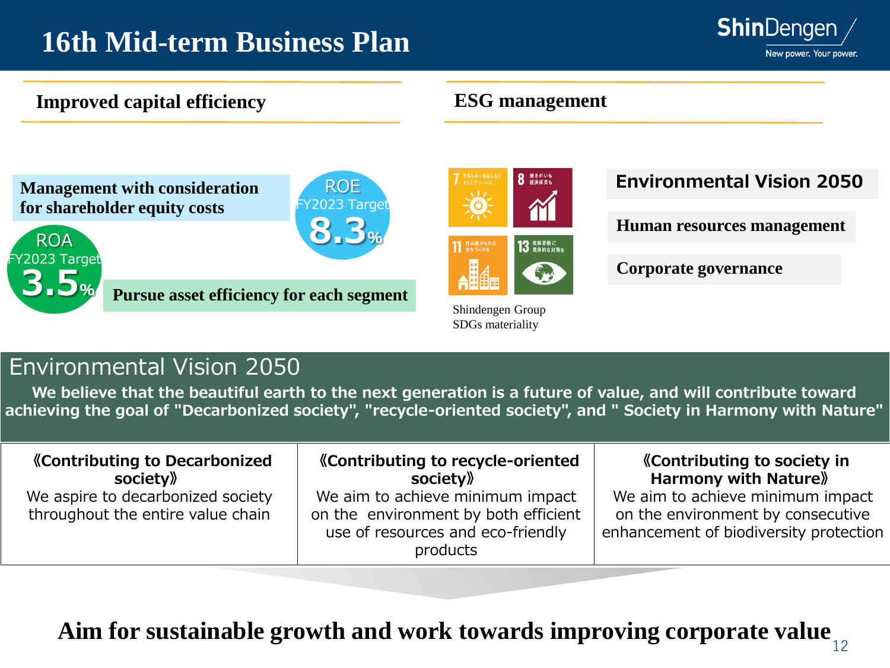# 16th Mid-term Business Plan

## Improved capital efficiency

**Management with consideration for shareholder equity costs**

ROE FY2023 Target **8.3%**

ROA FY2023 Target **3.5%**

**Pursue asset efficiency for each segment**

## ESG management

Shindengen Group SDGs materiality

**Environmental Vision 2050**

**Human resources management**

**Corporate governance**

## Environmental Vision 2050

**We believe that the beautiful earth to the next generation is a future of value, and will contribute toward achieving the goal of "Decarbonized society", "recycle-oriented society", and " Society in Harmony with Nature"**

| **《Contributing to Decarbonized society》** We aspire to decarbonized society throughout the entire value chain | **《Contributing to recycle-oriented society》** We aim to achieve minimum impact on the environment by both efficient use of resources and eco-friendly products | **《Contributing to society in Harmony with Nature》** We aim to achieve minimum impact on the environment by consecutive enhancement of biodiversity protection |
|---|---|---|

**Aim for sustainable growth and work towards improving corporate value**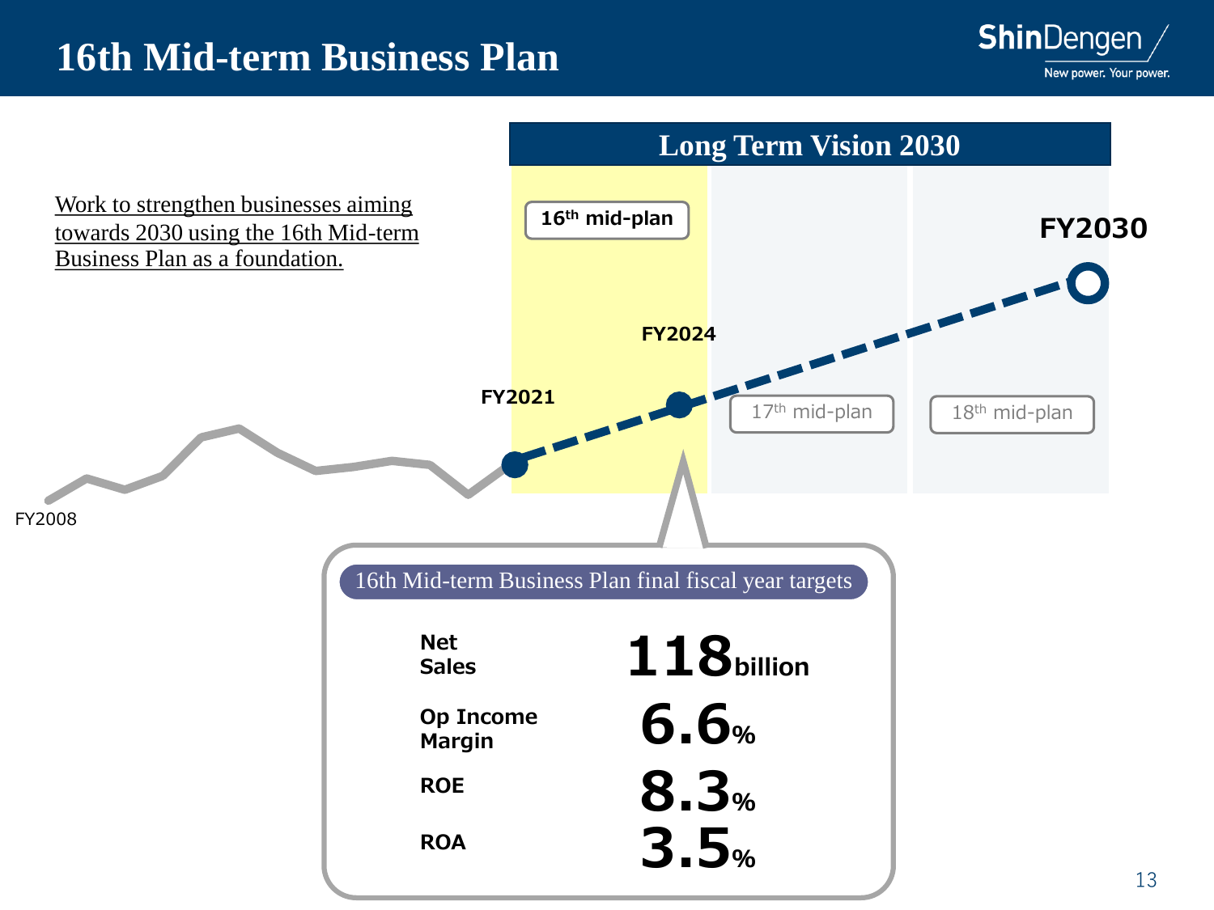# 16th Mid-term Business Plan

Work to strengthen businesses aiming towards 2030 using the 16th Mid-term Business Plan as a foundation.

Long Term Vision 2030

16th mid-plan

17th mid-plan

18th mid-plan

FY2008

FY2021

FY2024

FY2030

16th Mid-term Business Plan final fiscal year targets

| | |
|---|---|
| Net Sales | 118 billion |
| Op Income Margin | 6.6% |
| ROE | 8.3% |
| ROA | 3.5% |